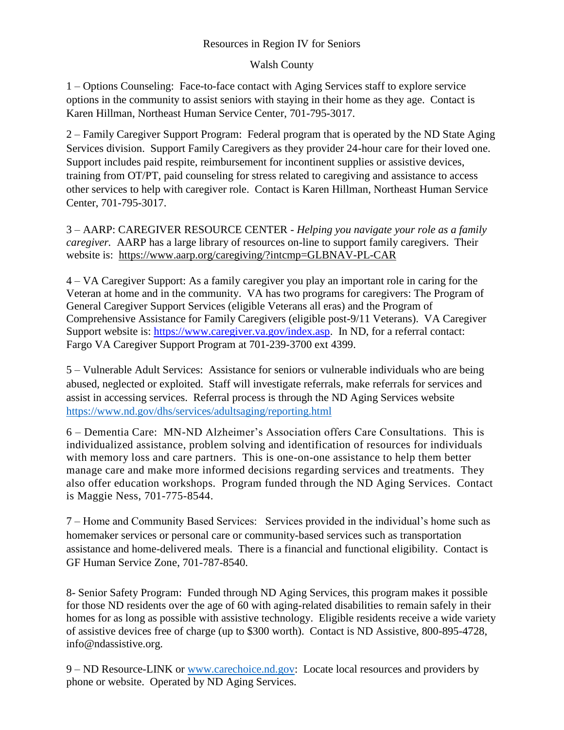# Resources in Region IV for Seniors

## Walsh County

1 – Options Counseling: Face-to-face contact with Aging Services staff to explore service options in the community to assist seniors with staying in their home as they age. Contact is Karen Hillman, Northeast Human Service Center, 701-795-3017.

2 – Family Caregiver Support Program: Federal program that is operated by the ND State Aging Services division. Support Family Caregivers as they provider 24-hour care for their loved one. Support includes paid respite, reimbursement for incontinent supplies or assistive devices, training from OT/PT, paid counseling for stress related to caregiving and assistance to access other services to help with caregiver role. Contact is Karen Hillman, Northeast Human Service Center, 701-795-3017.

3 – AARP: CAREGIVER RESOURCE CENTER - *Helping you navigate your role as a family caregiver.* AARP has a large library of resources on-line to support family caregivers. Their website is: https://www.aarp.org/caregiving/?intcmp=GLBNAV-PL-CAR

4 – VA Caregiver Support: As a family caregiver you play an important role in caring for the Veteran at home and in the community. VA has two programs for caregivers: The Program of General Caregiver Support Services (eligible Veterans all eras) and the Program of Comprehensive Assistance for Family Caregivers (eligible post-9/11 Veterans). VA Caregiver Support website is: https://www.caregiver.va.gov/index.asp. In ND, for a referral contact: Fargo VA Caregiver Support Program at 701-239-3700 ext 4399.

5 – Vulnerable Adult Services: Assistance for seniors or vulnerable individuals who are being abused, neglected or exploited. Staff will investigate referrals, make referrals for services and assist in accessing services. Referral process is through the ND Aging Services website https://www.nd.gov/dhs/services/adultsaging/reporting.html

6 – Dementia Care: MN-ND Alzheimer's Association offers Care Consultations. This is individualized assistance, problem solving and identification of resources for individuals with memory loss and care partners. This is one-on-one assistance to help them better manage care and make more informed decisions regarding services and treatments. They also offer education workshops. Program funded through the ND Aging Services. Contact is Maggie Ness, 701-775-8544.

7 – Home and Community Based Services: Services provided in the individual's home such as homemaker services or personal care or community-based services such as transportation assistance and home-delivered meals. There is a financial and functional eligibility. Contact is GF Human Service Zone, 701-787-8540.

8- Senior Safety Program: Funded through ND Aging Services, this program makes it possible for those ND residents over the age of 60 with aging-related disabilities to remain safely in their homes for as long as possible with assistive technology. Eligible residents receive a wide variety of assistive devices free of charge (up to $300 worth). Contact is ND Assistive, 800-895-4728, info@ndassistive.org.

9 – ND Resource-LINK or www.carechoice.nd.gov: Locate local resources and providers by phone or website. Operated by ND Aging Services.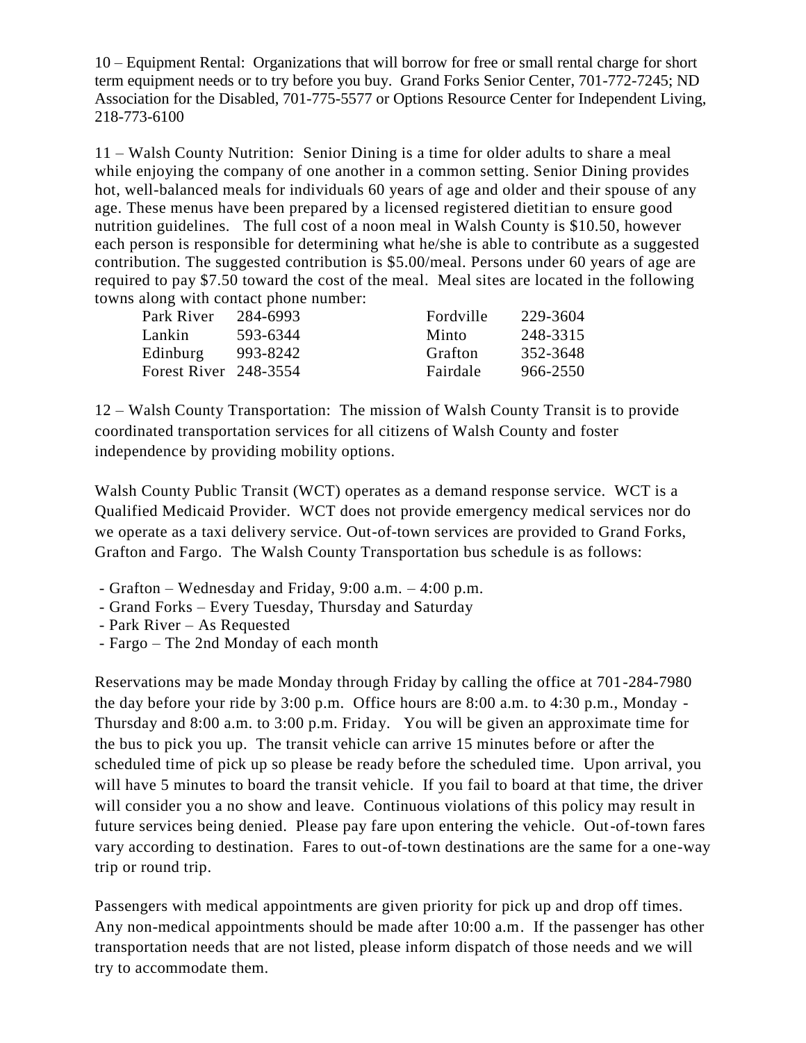10 – Equipment Rental: Organizations that will borrow for free or small rental charge for short term equipment needs or to try before you buy. Grand Forks Senior Center, 701-772-7245; ND Association for the Disabled, 701-775-5577 or Options Resource Center for Independent Living, 218-773-6100

11 – Walsh County Nutrition: Senior Dining is a time for older adults to share a meal while enjoying the company of one another in a common setting. Senior Dining provides hot, well-balanced meals for individuals 60 years of age and older and their spouse of any age. These menus have been prepared by a licensed registered dietitian to ensure good nutrition guidelines. The full cost of a noon meal in Walsh County is $10.50, however each person is responsible for determining what he/she is able to contribute as a suggested contribution. The suggested contribution is $5.00/meal. Persons under 60 years of age are required to pay $7.50 toward the cost of the meal. Meal sites are located in the following towns along with contact phone number:

| | | | |
|---|---|---|---|
| Park River | 284-6993 | Fordville | 229-3604 |
| Lankin | 593-6344 | Minto | 248-3315 |
| Edinburg | 993-8242 | Grafton | 352-3648 |
| Forest River | 248-3554 | Fairdale | 966-2550 |

12 – Walsh County Transportation: The mission of Walsh County Transit is to provide coordinated transportation services for all citizens of Walsh County and foster independence by providing mobility options.

Walsh County Public Transit (WCT) operates as a demand response service. WCT is a Qualified Medicaid Provider. WCT does not provide emergency medical services nor do we operate as a taxi delivery service. Out-of-town services are provided to Grand Forks, Grafton and Fargo. The Walsh County Transportation bus schedule is as follows:

- Grafton – Wednesday and Friday, 9:00 a.m. – 4:00 p.m.
- Grand Forks – Every Tuesday, Thursday and Saturday
- Park River – As Requested
- Fargo – The 2nd Monday of each month

Reservations may be made Monday through Friday by calling the office at 701-284-7980 the day before your ride by 3:00 p.m. Office hours are 8:00 a.m. to 4:30 p.m., Monday - Thursday and 8:00 a.m. to 3:00 p.m. Friday. You will be given an approximate time for the bus to pick you up. The transit vehicle can arrive 15 minutes before or after the scheduled time of pick up so please be ready before the scheduled time. Upon arrival, you will have 5 minutes to board the transit vehicle. If you fail to board at that time, the driver will consider you a no show and leave. Continuous violations of this policy may result in future services being denied. Please pay fare upon entering the vehicle. Out-of-town fares vary according to destination. Fares to out-of-town destinations are the same for a one-way trip or round trip.

Passengers with medical appointments are given priority for pick up and drop off times. Any non-medical appointments should be made after 10:00 a.m. If the passenger has other transportation needs that are not listed, please inform dispatch of those needs and we will try to accommodate them.